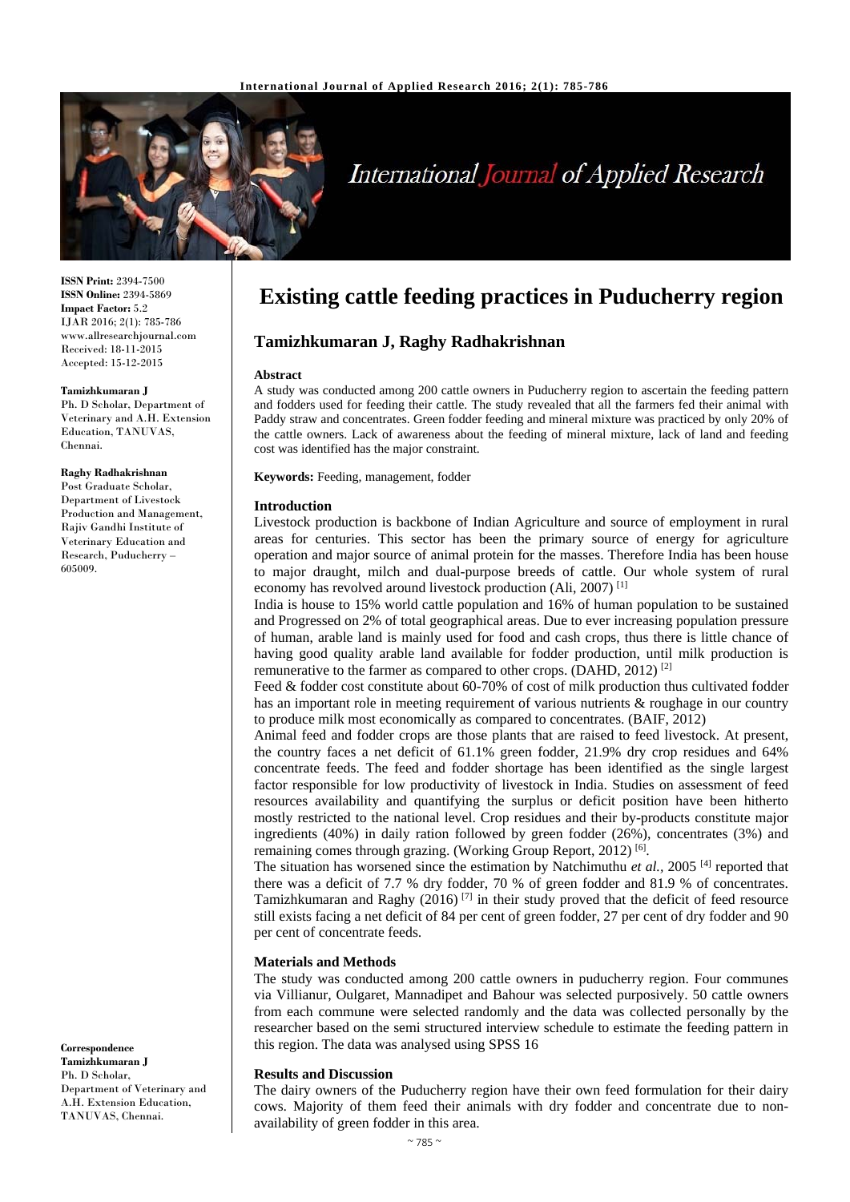# Existing cattle feeding practices in Puducherry region

**Tamizhkumaran J, Raghy Radhakrishnan**

**ISSN Print:** 2394-7500
**ISSN Online:** 2394-5869
**Impact Factor:** 5.2
IJAR 2016; 2(1): 785-786
www.allresearchjournal.com
Received: 18-11-2015
Accepted: 15-12-2015

**Tamizhkumaran J**
Ph. D Scholar, Department of Veterinary and A.H. Extension Education, TANUVAS, Chennai.

**Raghy Radhakrishnan**
Post Graduate Scholar, Department of Livestock Production and Management, Rajiv Gandhi Institute of Veterinary Education and Research, Puducherry – 605009.

**Correspondence**
**Tamizhkumaran J**
Ph. D Scholar, Department of Veterinary and A.H. Extension Education, TANUVAS, Chennai.

### Abstract

A study was conducted among 200 cattle owners in Puducherry region to ascertain the feeding pattern and fodders used for feeding their cattle. The study revealed that all the farmers fed their animal with Paddy straw and concentrates. Green fodder feeding and mineral mixture was practiced by only 20% of the cattle owners. Lack of awareness about the feeding of mineral mixture, lack of land and feeding cost was identified has the major constraint.

**Keywords:** Feeding, management, fodder

### Introduction

Livestock production is backbone of Indian Agriculture and source of employment in rural areas for centuries. This sector has been the primary source of energy for agriculture operation and major source of animal protein for the masses. Therefore India has been house to major draught, milch and dual-purpose breeds of cattle. Our whole system of rural economy has revolved around livestock production (Ali, 2007) [1]

India is house to 15% world cattle population and 16% of human population to be sustained and Progressed on 2% of total geographical areas. Due to ever increasing population pressure of human, arable land is mainly used for food and cash crops, thus there is little chance of having good quality arable land available for fodder production, until milk production is remunerative to the farmer as compared to other crops. (DAHD, 2012) [2]

Feed & fodder cost constitute about 60-70% of cost of milk production thus cultivated fodder has an important role in meeting requirement of various nutrients & roughage in our country to produce milk most economically as compared to concentrates. (BAIF, 2012)

Animal feed and fodder crops are those plants that are raised to feed livestock. At present, the country faces a net deficit of 61.1% green fodder, 21.9% dry crop residues and 64% concentrate feeds. The feed and fodder shortage has been identified as the single largest factor responsible for low productivity of livestock in India. Studies on assessment of feed resources availability and quantifying the surplus or deficit position have been hitherto mostly restricted to the national level. Crop residues and their by-products constitute major ingredients (40%) in daily ration followed by green fodder (26%), concentrates (3%) and remaining comes through grazing. (Working Group Report, 2012) [6].

The situation has worsened since the estimation by Natchimuthu *et al.*, 2005 [4] reported that there was a deficit of 7.7 % dry fodder, 70 % of green fodder and 81.9 % of concentrates. Tamizhkumaran and Raghy (2016) [7] in their study proved that the deficit of feed resource still exists facing a net deficit of 84 per cent of green fodder, 27 per cent of dry fodder and 90 per cent of concentrate feeds.

### Materials and Methods

The study was conducted among 200 cattle owners in puducherry region. Four communes via Villianur, Oulgaret, Mannadipet and Bahour was selected purposively. 50 cattle owners from each commune were selected randomly and the data was collected personally by the researcher based on the semi structured interview schedule to estimate the feeding pattern in this region. The data was analysed using SPSS 16

### Results and Discussion

The dairy owners of the Puducherry region have their own feed formulation for their dairy cows. Majority of them feed their animals with dry fodder and concentrate due to non-availability of green fodder in this area.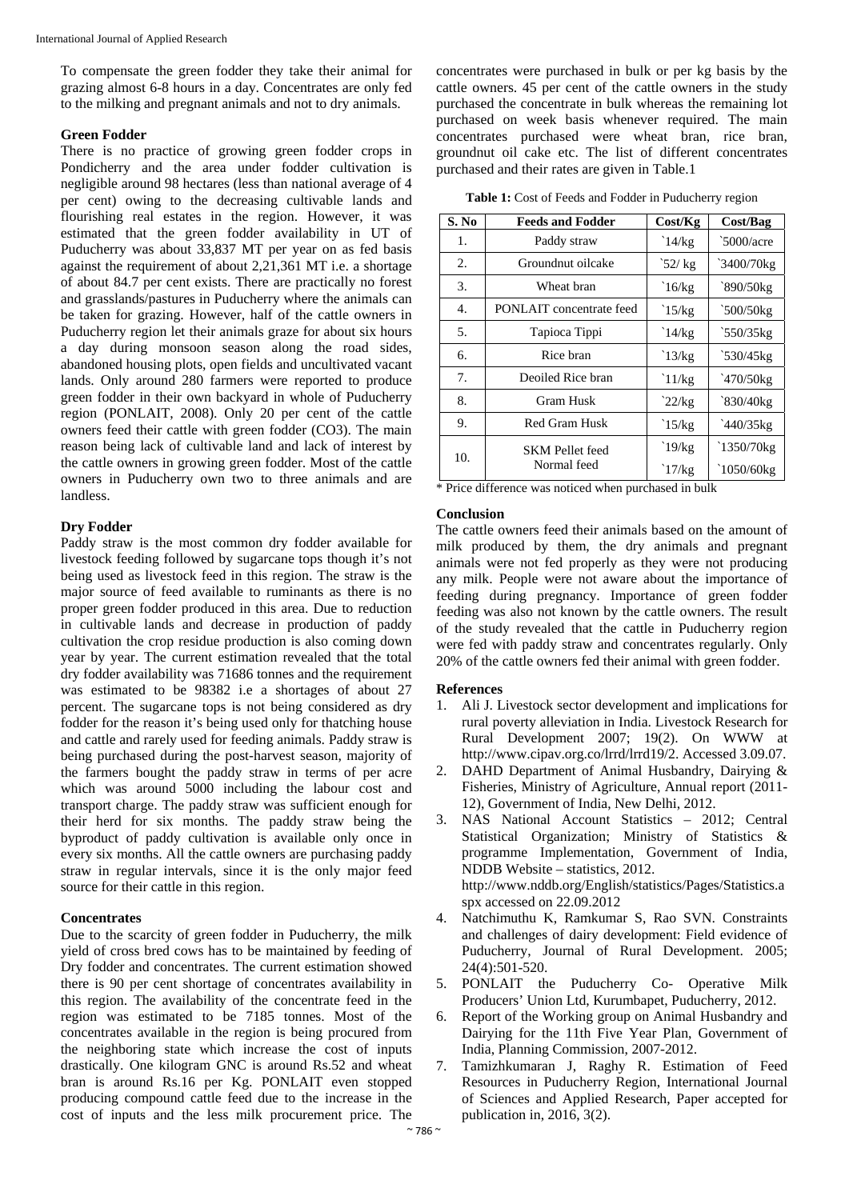To compensate the green fodder they take their animal for grazing almost 6-8 hours in a day. Concentrates are only fed to the milking and pregnant animals and not to dry animals.

**Green Fodder**

There is no practice of growing green fodder crops in Pondicherry and the area under fodder cultivation is negligible around 98 hectares (less than national average of 4 per cent) owing to the decreasing cultivable lands and flourishing real estates in the region. However, it was estimated that the green fodder availability in UT of Puducherry was about 33,837 MT per year on as fed basis against the requirement of about 2,21,361 MT i.e. a shortage of about 84.7 per cent exists. There are practically no forest and grasslands/pastures in Puducherry where the animals can be taken for grazing. However, half of the cattle owners in Puducherry region let their animals graze for about six hours a day during monsoon season along the road sides, abandoned housing plots, open fields and uncultivated vacant lands. Only around 280 farmers were reported to produce green fodder in their own backyard in whole of Puducherry region (PONLAIT, 2008). Only 20 per cent of the cattle owners feed their cattle with green fodder (CO3). The main reason being lack of cultivable land and lack of interest by the cattle owners in growing green fodder. Most of the cattle owners in Puducherry own two to three animals and are landless.

**Dry Fodder**

Paddy straw is the most common dry fodder available for livestock feeding followed by sugarcane tops though it's not being used as livestock feed in this region. The straw is the major source of feed available to ruminants as there is no proper green fodder produced in this area. Due to reduction in cultivable lands and decrease in production of paddy cultivation the crop residue production is also coming down year by year. The current estimation revealed that the total dry fodder availability was 71686 tonnes and the requirement was estimated to be 98382 i.e a shortages of about 27 percent. The sugarcane tops is not being considered as dry fodder for the reason it's being used only for thatching house and cattle and rarely used for feeding animals. Paddy straw is being purchased during the post-harvest season, majority of the farmers bought the paddy straw in terms of per acre which was around 5000 including the labour cost and transport charge. The paddy straw was sufficient enough for their herd for six months. The paddy straw being the byproduct of paddy cultivation is available only once in every six months. All the cattle owners are purchasing paddy straw in regular intervals, since it is the only major feed source for their cattle in this region.

**Concentrates**

Due to the scarcity of green fodder in Puducherry, the milk yield of cross bred cows has to be maintained by feeding of Dry fodder and concentrates. The current estimation showed there is 90 per cent shortage of concentrates availability in this region. The availability of the concentrate feed in the region was estimated to be 7185 tonnes. Most of the concentrates available in the region is being procured from the neighboring state which increase the cost of inputs drastically. One kilogram GNC is around Rs.52 and wheat bran is around Rs.16 per Kg. PONLAIT even stopped producing compound cattle feed due to the increase in the cost of inputs and the less milk procurement price. The concentrates were purchased in bulk or per kg basis by the cattle owners. 45 per cent of the cattle owners in the study purchased the concentrate in bulk whereas the remaining lot purchased on week basis whenever required. The main concentrates purchased were wheat bran, rice bran, groundnut oil cake etc. The list of different concentrates purchased and their rates are given in Table.1

**Table 1:** Cost of Feeds and Fodder in Puducherry region

| S. No | Feeds and Fodder | Cost/Kg | Cost/Bag |
|---|---|---|---|
| 1. | Paddy straw | `14/kg | `5000/acre |
| 2. | Groundnut oilcake | `52/ kg | `3400/70kg |
| 3. | Wheat bran | `16/kg | `890/50kg |
| 4. | PONLAIT concentrate feed | `15/kg | `500/50kg |
| 5. | Tapioca Tippi | `14/kg | `550/35kg |
| 6. | Rice bran | `13/kg | `530/45kg |
| 7. | Deoiled Rice bran | `11/kg | `470/50kg |
| 8. | Gram Husk | `22/kg | `830/40kg |
| 9. | Red Gram Husk | `15/kg | `440/35kg |
| 10. | SKM Pellet feed | `19/kg | `1350/70kg |
| | Normal feed | `17/kg | `1050/60kg |

\* Price difference was noticed when purchased in bulk

**Conclusion**

The cattle owners feed their animals based on the amount of milk produced by them, the dry animals and pregnant animals were not fed properly as they were not producing any milk. People were not aware about the importance of feeding during pregnancy. Importance of green fodder feeding was also not known by the cattle owners. The result of the study revealed that the cattle in Puducherry region were fed with paddy straw and concentrates regularly. Only 20% of the cattle owners fed their animal with green fodder.

**References**

1. Ali J. Livestock sector development and implications for rural poverty alleviation in India. Livestock Research for Rural Development 2007; 19(2). On WWW at http://www.cipav.org.co/lrrd/lrrd19/2. Accessed 3.09.07.
2. DAHD Department of Animal Husbandry, Dairying & Fisheries, Ministry of Agriculture, Annual report (2011-12), Government of India, New Delhi, 2012.
3. NAS National Account Statistics – 2012; Central Statistical Organization; Ministry of Statistics & programme Implementation, Government of India, NDDB Website – statistics, 2012. http://www.nddb.org/English/statistics/Pages/Statistics.aspx accessed on 22.09.2012
4. Natchimuthu K, Ramkumar S, Rao SVN. Constraints and challenges of dairy development: Field evidence of Puducherry, Journal of Rural Development. 2005; 24(4):501-520.
5. PONLAIT the Puducherry Co- Operative Milk Producers' Union Ltd, Kurumbapet, Puducherry, 2012.
6. Report of the Working group on Animal Husbandry and Dairying for the 11th Five Year Plan, Government of India, Planning Commission, 2007-2012.
7. Tamizhkumaran J, Raghy R. Estimation of Feed Resources in Puducherry Region, International Journal of Sciences and Applied Research, Paper accepted for publication in, 2016, 3(2).